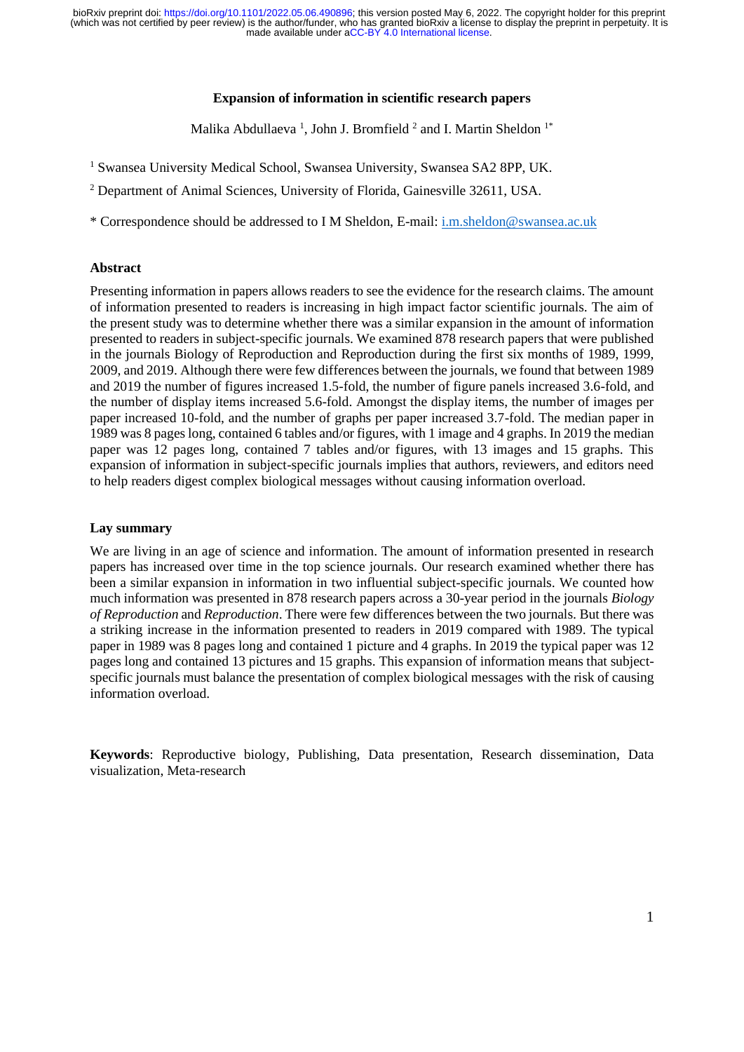# Expansion of information in scientific research papers

Malika Abdullaeva [1], John J. Bromfield [2] and I. Martin Sheldon [1*]

[1] Swansea University Medical School, Swansea University, Swansea SA2 8PP, UK.

[2] Department of Animal Sciences, University of Florida, Gainesville 32611, USA.

* Correspondence should be addressed to I M Sheldon, E-mail: i.m.sheldon@swansea.ac.uk

## Abstract

Presenting information in papers allows readers to see the evidence for the research claims. The amount of information presented to readers is increasing in high impact factor scientific journals. The aim of the present study was to determine whether there was a similar expansion in the amount of information presented to readers in subject-specific journals. We examined 878 research papers that were published in the journals Biology of Reproduction and Reproduction during the first six months of 1989, 1999, 2009, and 2019. Although there were few differences between the journals, we found that between 1989 and 2019 the number of figures increased 1.5-fold, the number of figure panels increased 3.6-fold, and the number of display items increased 5.6-fold. Amongst the display items, the number of images per paper increased 10-fold, and the number of graphs per paper increased 3.7-fold. The median paper in 1989 was 8 pages long, contained 6 tables and/or figures, with 1 image and 4 graphs. In 2019 the median paper was 12 pages long, contained 7 tables and/or figures, with 13 images and 15 graphs. This expansion of information in subject-specific journals implies that authors, reviewers, and editors need to help readers digest complex biological messages without causing information overload.

## Lay summary

We are living in an age of science and information. The amount of information presented in research papers has increased over time in the top science journals. Our research examined whether there has been a similar expansion in information in two influential subject-specific journals. We counted how much information was presented in 878 research papers across a 30-year period in the journals *Biology of Reproduction* and *Reproduction*. There were few differences between the two journals. But there was a striking increase in the information presented to readers in 2019 compared with 1989. The typical paper in 1989 was 8 pages long and contained 1 picture and 4 graphs. In 2019 the typical paper was 12 pages long and contained 13 pictures and 15 graphs. This expansion of information means that subject-specific journals must balance the presentation of complex biological messages with the risk of causing information overload.

**Keywords**: Reproductive biology, Publishing, Data presentation, Research dissemination, Data visualization, Meta-research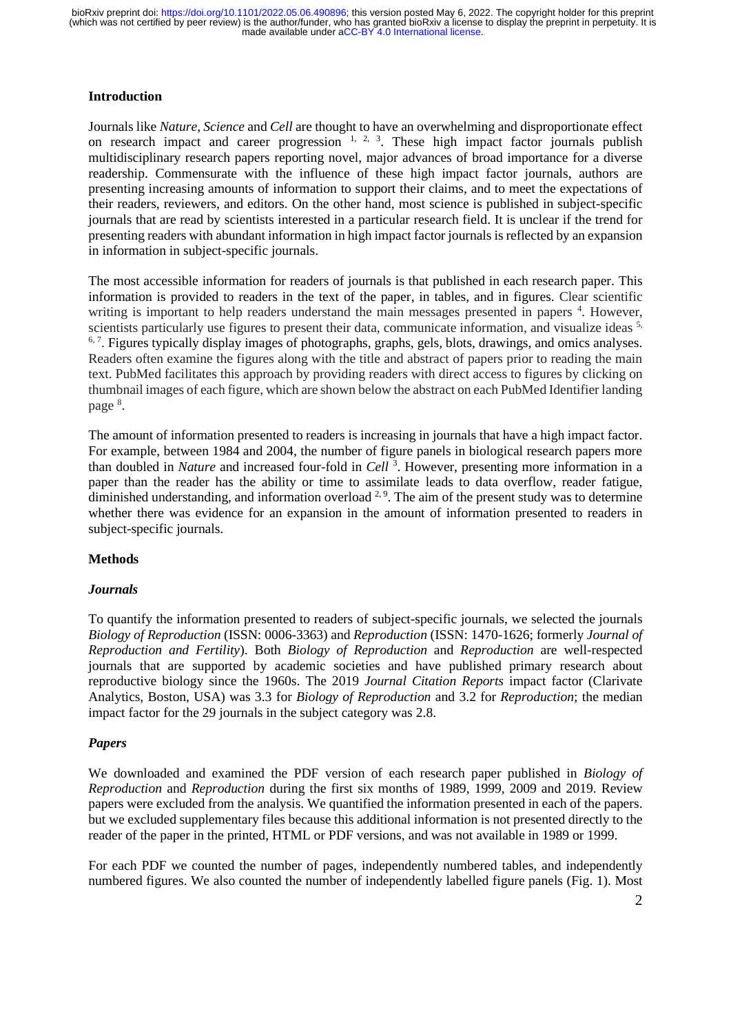## Introduction

Journals like *Nature, Science* and *Cell* are thought to have an overwhelming and disproportionate effect on research impact and career progression [1, 2, 3]. These high impact factor journals publish multidisciplinary research papers reporting novel, major advances of broad importance for a diverse readership. Commensurate with the influence of these high impact factor journals, authors are presenting increasing amounts of information to support their claims, and to meet the expectations of their readers, reviewers, and editors. On the other hand, most science is published in subject-specific journals that are read by scientists interested in a particular research field. It is unclear if the trend for presenting readers with abundant information in high impact factor journals is reflected by an expansion in information in subject-specific journals.

The most accessible information for readers of journals is that published in each research paper. This information is provided to readers in the text of the paper, in tables, and in figures. Clear scientific writing is important to help readers understand the main messages presented in papers [4]. However, scientists particularly use figures to present their data, communicate information, and visualize ideas [5, 6, 7]. Figures typically display images of photographs, graphs, gels, blots, drawings, and omics analyses. Readers often examine the figures along with the title and abstract of papers prior to reading the main text. PubMed facilitates this approach by providing readers with direct access to figures by clicking on thumbnail images of each figure, which are shown below the abstract on each PubMed Identifier landing page [8].

The amount of information presented to readers is increasing in journals that have a high impact factor. For example, between 1984 and 2004, the number of figure panels in biological research papers more than doubled in *Nature* and increased four-fold in *Cell* [3]. However, presenting more information in a paper than the reader has the ability or time to assimilate leads to data overflow, reader fatigue, diminished understanding, and information overload [2, 9]. The aim of the present study was to determine whether there was evidence for an expansion in the amount of information presented to readers in subject-specific journals.

## Methods

### *Journals*

To quantify the information presented to readers of subject-specific journals, we selected the journals *Biology of Reproduction* (ISSN: 0006-3363) and *Reproduction* (ISSN: 1470-1626; formerly *Journal of Reproduction and Fertility*). Both *Biology of Reproduction* and *Reproduction* are well-respected journals that are supported by academic societies and have published primary research about reproductive biology since the 1960s. The 2019 *Journal Citation Reports* impact factor (Clarivate Analytics, Boston, USA) was 3.3 for *Biology of Reproduction* and 3.2 for *Reproduction*; the median impact factor for the 29 journals in the subject category was 2.8.

### *Papers*

We downloaded and examined the PDF version of each research paper published in *Biology of Reproduction* and *Reproduction* during the first six months of 1989, 1999, 2009 and 2019. Review papers were excluded from the analysis. We quantified the information presented in each of the papers. but we excluded supplementary files because this additional information is not presented directly to the reader of the paper in the printed, HTML or PDF versions, and was not available in 1989 or 1999.

For each PDF we counted the number of pages, independently numbered tables, and independently numbered figures. We also counted the number of independently labelled figure panels (Fig. 1). Most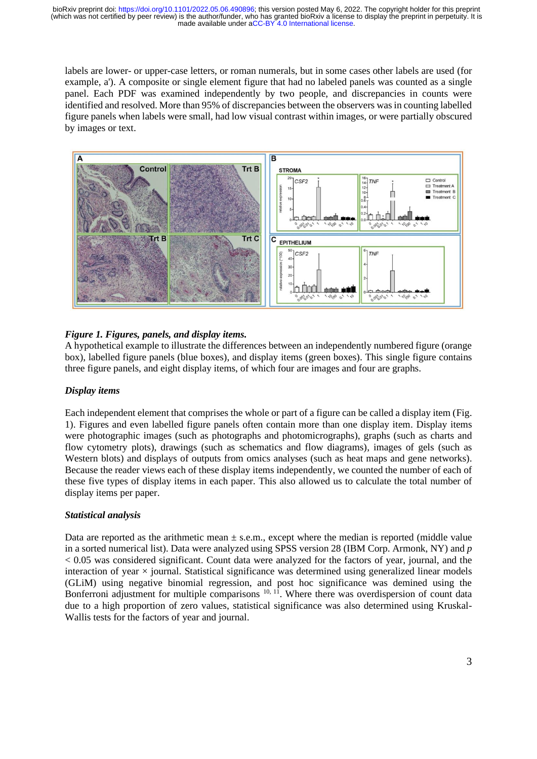labels are lower- or upper-case letters, or roman numerals, but in some cases other labels are used (for example, a'). A composite or single element figure that had no labeled panels was counted as a single panel. Each PDF was examined independently by two people, and discrepancies in counts were identified and resolved. More than 95% of discrepancies between the observers was in counting labelled figure panels when labels were small, had low visual contrast within images, or were partially obscured by images or text.

***Figure 1. Figures, panels, and display items.***
A hypothetical example to illustrate the differences between an independently numbered figure (orange box), labelled figure panels (blue boxes), and display items (green boxes). This single figure contains three figure panels, and eight display items, of which four are images and four are graphs.

### *Display items*

Each independent element that comprises the whole or part of a figure can be called a display item (Fig. 1). Figures and even labelled figure panels often contain more than one display item. Display items were photographic images (such as photographs and photomicrographs), graphs (such as charts and flow cytometry plots), drawings (such as schematics and flow diagrams), images of gels (such as Western blots) and displays of outputs from omics analyses (such as heat maps and gene networks). Because the reader views each of these display items independently, we counted the number of each of these five types of display items in each paper. This also allowed us to calculate the total number of display items per paper.

### *Statistical analysis*

Data are reported as the arithmetic mean ± s.e.m., except where the median is reported (middle value in a sorted numerical list). Data were analyzed using SPSS version 28 (IBM Corp. Armonk, NY) and $p < 0.05$ was considered significant. Count data were analyzed for the factors of year, journal, and the interaction of year × journal. Statistical significance was determined using generalized linear models (GLiM) using negative binomial regression, and post hoc significance was demined using the Bonferroni adjustment for multiple comparisons [10, 11]. Where there was overdispersion of count data due to a high proportion of zero values, statistical significance was also determined using Kruskal-Wallis tests for the factors of year and journal.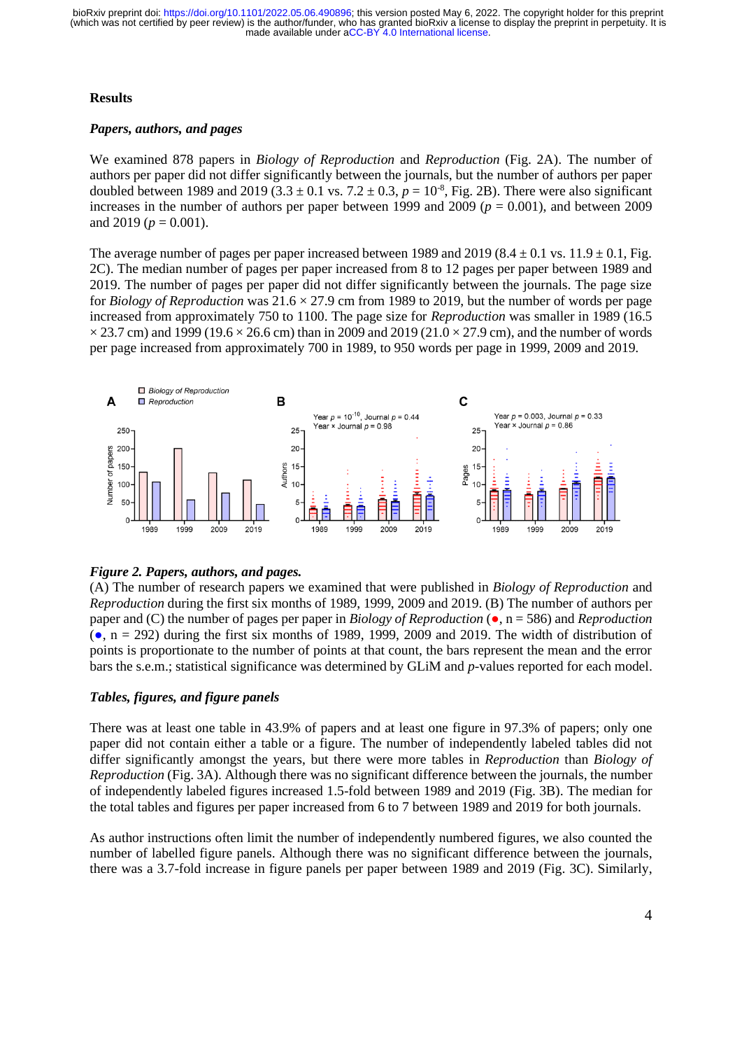## Results

### *Papers, authors, and pages*

We examined 878 papers in *Biology of Reproduction* and *Reproduction* (Fig. 2A). The number of authors per paper did not differ significantly between the journals, but the number of authors per paper doubled between 1989 and 2019 ($3.3 \pm 0.1$ vs. $7.2 \pm 0.3$, $p = 10^{-8}$, Fig. 2B). There were also significant increases in the number of authors per paper between 1999 and 2009 ($p = 0.001$), and between 2009 and 2019 ($p = 0.001$).

The average number of pages per paper increased between 1989 and 2019 ($8.4 \pm 0.1$ vs. $11.9 \pm 0.1$, Fig. 2C). The median number of pages per paper increased from 8 to 12 pages per paper between 1989 and 2019. The number of pages per paper did not differ significantly between the journals. The page size for *Biology of Reproduction* was $21.6 \times 27.9$ cm from 1989 to 2019, but the number of words per page increased from approximately 750 to 1100. The page size for *Reproduction* was smaller in 1989 ($16.5 \times 23.7$ cm) and 1999 ($19.6 \times 26.6$ cm) than in 2009 and 2019 ($21.0 \times 27.9$ cm), and the number of words per page increased from approximately 700 in 1989, to 950 words per page in 1999, 2009 and 2019.

***Figure 2. Papers, authors, and pages.***
(A) The number of research papers we examined that were published in *Biology of Reproduction* and *Reproduction* during the first six months of 1989, 1999, 2009 and 2019. (B) The number of authors per paper and (C) the number of pages per paper in *Biology of Reproduction* (●, n = 586) and *Reproduction* (●, n = 292) during the first six months of 1989, 1999, 2009 and 2019. The width of distribution of points is proportionate to the number of points at that count, the bars represent the mean and the error bars the s.e.m.; statistical significance was determined by GLiM and *p*-values reported for each model.

### *Tables, figures, and figure panels*

There was at least one table in 43.9% of papers and at least one figure in 97.3% of papers; only one paper did not contain either a table or a figure. The number of independently labeled tables did not differ significantly amongst the years, but there were more tables in *Reproduction* than *Biology of Reproduction* (Fig. 3A). Although there was no significant difference between the journals, the number of independently labeled figures increased 1.5-fold between 1989 and 2019 (Fig. 3B). The median for the total tables and figures per paper increased from 6 to 7 between 1989 and 2019 for both journals.

As author instructions often limit the number of independently numbered figures, we also counted the number of labelled figure panels. Although there was no significant difference between the journals, there was a 3.7-fold increase in figure panels per paper between 1989 and 2019 (Fig. 3C). Similarly,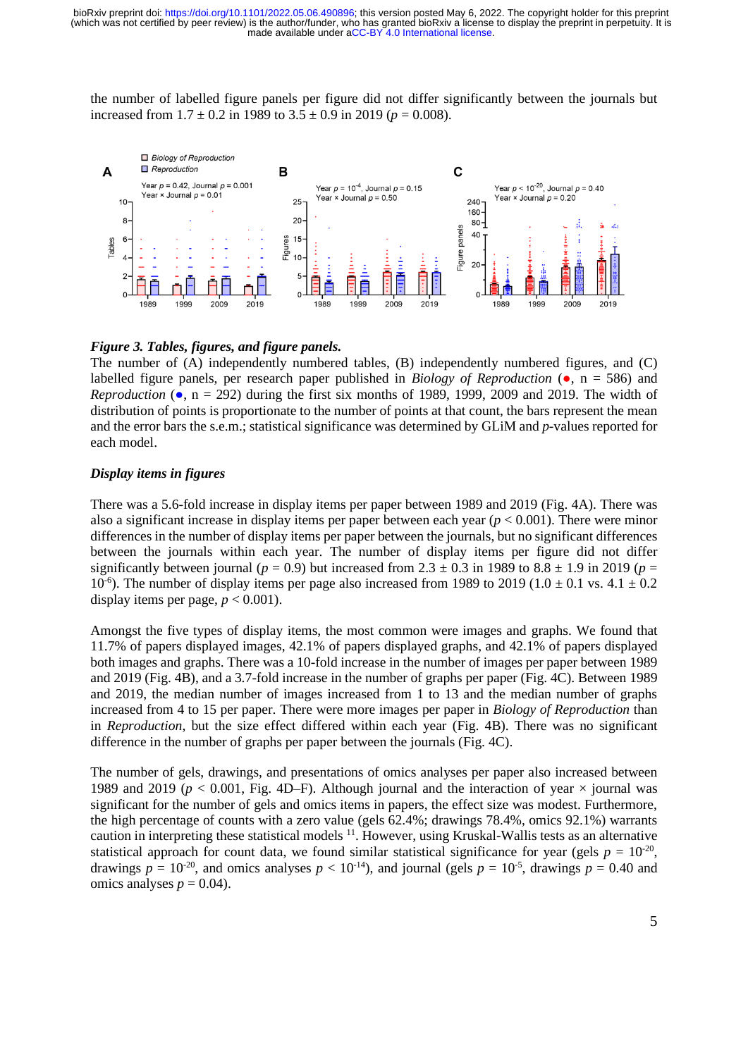the number of labelled figure panels per figure did not differ significantly between the journals but increased from 1.7 ± 0.2 in 1989 to 3.5 ± 0.9 in 2019 ($p = 0.008$).

***Figure 3. Tables, figures, and figure panels.***
The number of (A) independently numbered tables, (B) independently numbered figures, and (C) labelled figure panels, per research paper published in *Biology of Reproduction* (●, n = 586) and *Reproduction* (●, n = 292) during the first six months of 1989, 1999, 2009 and 2019. The width of distribution of points is proportionate to the number of points at that count, the bars represent the mean and the error bars the s.e.m.; statistical significance was determined by GLiM and *p*-values reported for each model.

### *Display items in figures*

There was a 5.6-fold increase in display items per paper between 1989 and 2019 (Fig. 4A). There was also a significant increase in display items per paper between each year ($p < 0.001$). There were minor differences in the number of display items per paper between the journals, but no significant differences between the journals within each year. The number of display items per figure did not differ significantly between journal ($p = 0.9$) but increased from 2.3 ± 0.3 in 1989 to 8.8 ± 1.9 in 2019 ($p = 10^{-6}$). The number of display items per page also increased from 1989 to 2019 (1.0 ± 0.1 vs. 4.1 ± 0.2 display items per page, $p < 0.001$).

Amongst the five types of display items, the most common were images and graphs. We found that 11.7% of papers displayed images, 42.1% of papers displayed graphs, and 42.1% of papers displayed both images and graphs. There was a 10-fold increase in the number of images per paper between 1989 and 2019 (Fig. 4B), and a 3.7-fold increase in the number of graphs per paper (Fig. 4C). Between 1989 and 2019, the median number of images increased from 1 to 13 and the median number of graphs increased from 4 to 15 per paper. There were more images per paper in *Biology of Reproduction* than in *Reproduction*, but the size effect differed within each year (Fig. 4B). There was no significant difference in the number of graphs per paper between the journals (Fig. 4C).

The number of gels, drawings, and presentations of omics analyses per paper also increased between 1989 and 2019 ($p < 0.001$, Fig. 4D–F). Although journal and the interaction of year × journal was significant for the number of gels and omics items in papers, the effect size was modest. Furthermore, the high percentage of counts with a zero value (gels 62.4%; drawings 78.4%, omics 92.1%) warrants caution in interpreting these statistical models [11]. However, using Kruskal-Wallis tests as an alternative statistical approach for count data, we found similar statistical significance for year (gels $p = 10^{-20}$, drawings $p = 10^{-20}$, and omics analyses $p < 10^{-14}$), and journal (gels $p = 10^{-5}$, drawings $p = 0.40$ and omics analyses $p = 0.04$).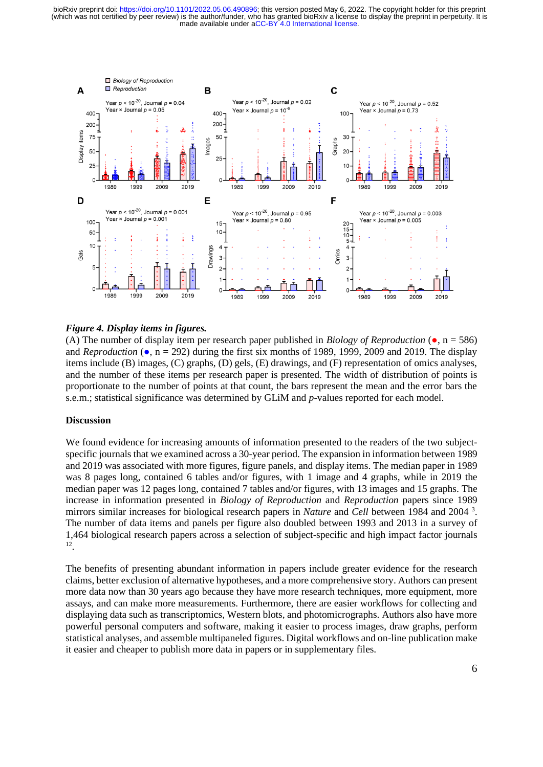***Figure 4. Display items in figures.***

(A) The number of display item per research paper published in *Biology of Reproduction* (●, n = 586) and *Reproduction* (●, n = 292) during the first six months of 1989, 1999, 2009 and 2019. The display items include (B) images, (C) graphs, (D) gels, (E) drawings, and (F) representation of omics analyses, and the number of these items per research paper is presented. The width of distribution of points is proportionate to the number of points at that count, the bars represent the mean and the error bars the s.e.m.; statistical significance was determined by GLiM and *p*-values reported for each model.

## Discussion

We found evidence for increasing amounts of information presented to the readers of the two subject-specific journals that we examined across a 30-year period. The expansion in information between 1989 and 2019 was associated with more figures, figure panels, and display items. The median paper in 1989 was 8 pages long, contained 6 tables and/or figures, with 1 image and 4 graphs, while in 2019 the median paper was 12 pages long, contained 7 tables and/or figures, with 13 images and 15 graphs. The increase in information presented in *Biology of Reproduction* and *Reproduction* papers since 1989 mirrors similar increases for biological research papers in *Nature* and *Cell* between 1984 and 2004 [3]. The number of data items and panels per figure also doubled between 1993 and 2013 in a survey of 1,464 biological research papers across a selection of subject-specific and high impact factor journals [12].

The benefits of presenting abundant information in papers include greater evidence for the research claims, better exclusion of alternative hypotheses, and a more comprehensive story. Authors can present more data now than 30 years ago because they have more research techniques, more equipment, more assays, and can make more measurements. Furthermore, there are easier workflows for collecting and displaying data such as transcriptomics, Western blots, and photomicrographs. Authors also have more powerful personal computers and software, making it easier to process images, draw graphs, perform statistical analyses, and assemble multipaneled figures. Digital workflows and on-line publication make it easier and cheaper to publish more data in papers or in supplementary files.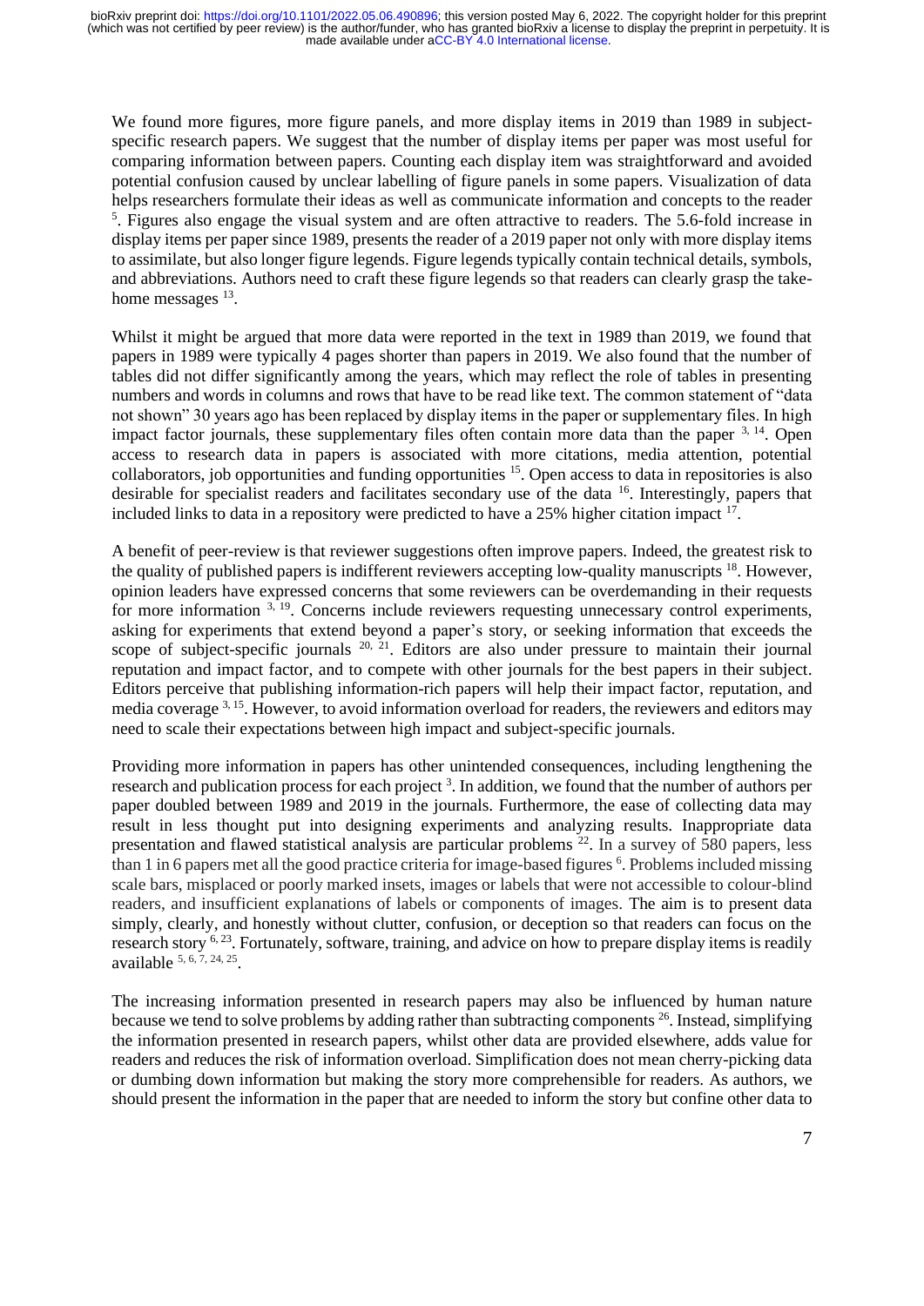We found more figures, more figure panels, and more display items in 2019 than 1989 in subject-specific research papers. We suggest that the number of display items per paper was most useful for comparing information between papers. Counting each display item was straightforward and avoided potential confusion caused by unclear labelling of figure panels in some papers. Visualization of data helps researchers formulate their ideas as well as communicate information and concepts to the reader [5]. Figures also engage the visual system and are often attractive to readers. The 5.6-fold increase in display items per paper since 1989, presents the reader of a 2019 paper not only with more display items to assimilate, but also longer figure legends. Figure legends typically contain technical details, symbols, and abbreviations. Authors need to craft these figure legends so that readers can clearly grasp the take-home messages [13].

Whilst it might be argued that more data were reported in the text in 1989 than 2019, we found that papers in 1989 were typically 4 pages shorter than papers in 2019. We also found that the number of tables did not differ significantly among the years, which may reflect the role of tables in presenting numbers and words in columns and rows that have to be read like text. The common statement of "data not shown" 30 years ago has been replaced by display items in the paper or supplementary files. In high impact factor journals, these supplementary files often contain more data than the paper [3, 14]. Open access to research data in papers is associated with more citations, media attention, potential collaborators, job opportunities and funding opportunities [15]. Open access to data in repositories is also desirable for specialist readers and facilitates secondary use of the data [16]. Interestingly, papers that included links to data in a repository were predicted to have a 25% higher citation impact [17].

A benefit of peer-review is that reviewer suggestions often improve papers. Indeed, the greatest risk to the quality of published papers is indifferent reviewers accepting low-quality manuscripts [18]. However, opinion leaders have expressed concerns that some reviewers can be overdemanding in their requests for more information [3, 19]. Concerns include reviewers requesting unnecessary control experiments, asking for experiments that extend beyond a paper's story, or seeking information that exceeds the scope of subject-specific journals [20, 21]. Editors are also under pressure to maintain their journal reputation and impact factor, and to compete with other journals for the best papers in their subject. Editors perceive that publishing information-rich papers will help their impact factor, reputation, and media coverage [3, 15]. However, to avoid information overload for readers, the reviewers and editors may need to scale their expectations between high impact and subject-specific journals.

Providing more information in papers has other unintended consequences, including lengthening the research and publication process for each project [3]. In addition, we found that the number of authors per paper doubled between 1989 and 2019 in the journals. Furthermore, the ease of collecting data may result in less thought put into designing experiments and analyzing results. Inappropriate data presentation and flawed statistical analysis are particular problems [22]. In a survey of 580 papers, less than 1 in 6 papers met all the good practice criteria for image-based figures [6]. Problems included missing scale bars, misplaced or poorly marked insets, images or labels that were not accessible to colour-blind readers, and insufficient explanations of labels or components of images. The aim is to present data simply, clearly, and honestly without clutter, confusion, or deception so that readers can focus on the research story [6, 23]. Fortunately, software, training, and advice on how to prepare display items is readily available [5, 6, 7, 24, 25].

The increasing information presented in research papers may also be influenced by human nature because we tend to solve problems by adding rather than subtracting components [26]. Instead, simplifying the information presented in research papers, whilst other data are provided elsewhere, adds value for readers and reduces the risk of information overload. Simplification does not mean cherry-picking data or dumbing down information but making the story more comprehensible for readers. As authors, we should present the information in the paper that are needed to inform the story but confine other data to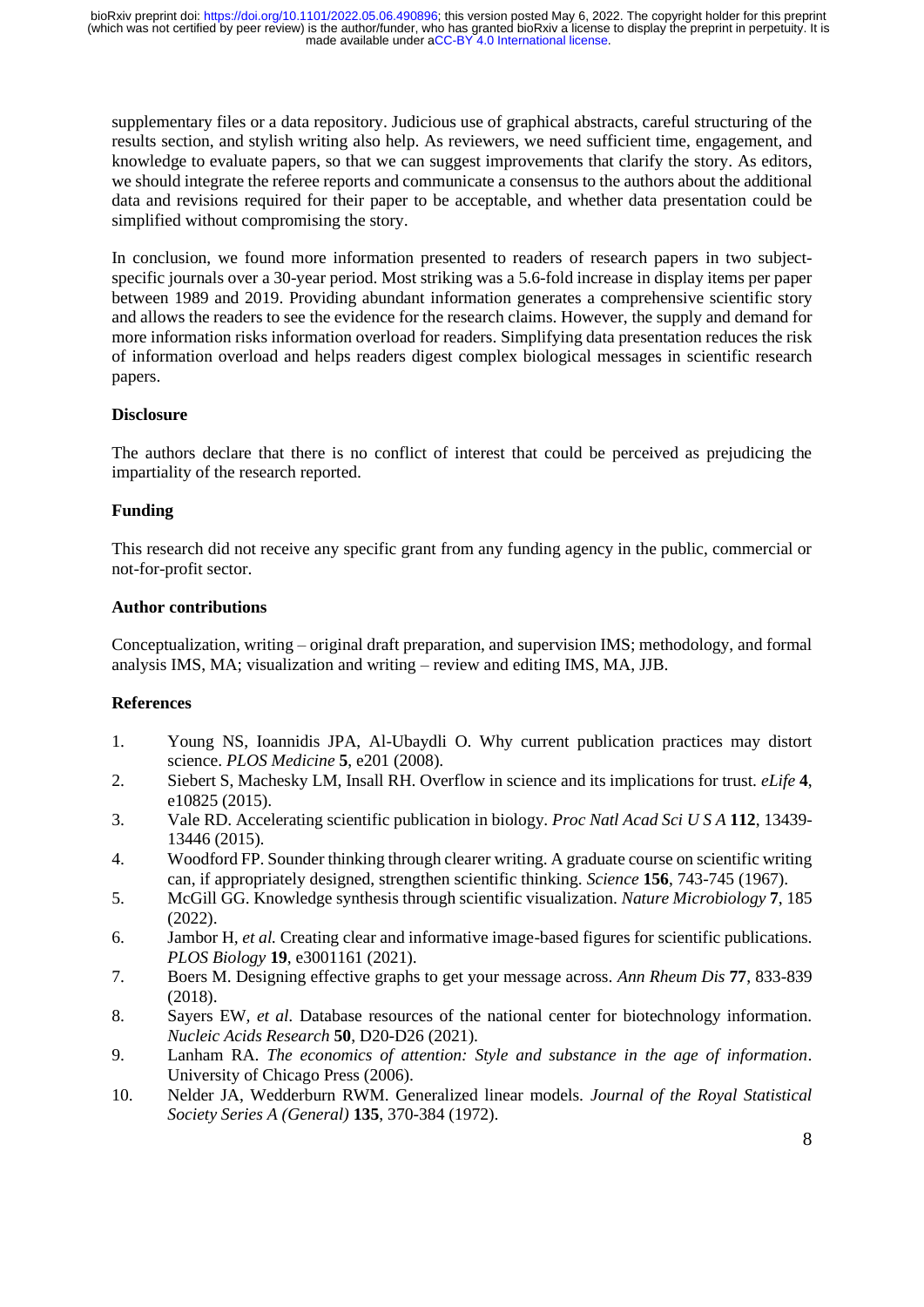supplementary files or a data repository. Judicious use of graphical abstracts, careful structuring of the results section, and stylish writing also help. As reviewers, we need sufficient time, engagement, and knowledge to evaluate papers, so that we can suggest improvements that clarify the story. As editors, we should integrate the referee reports and communicate a consensus to the authors about the additional data and revisions required for their paper to be acceptable, and whether data presentation could be simplified without compromising the story.

In conclusion, we found more information presented to readers of research papers in two subject-specific journals over a 30-year period. Most striking was a 5.6-fold increase in display items per paper between 1989 and 2019. Providing abundant information generates a comprehensive scientific story and allows the readers to see the evidence for the research claims. However, the supply and demand for more information risks information overload for readers. Simplifying data presentation reduces the risk of information overload and helps readers digest complex biological messages in scientific research papers.

## Disclosure

The authors declare that there is no conflict of interest that could be perceived as prejudicing the impartiality of the research reported.

## Funding

This research did not receive any specific grant from any funding agency in the public, commercial or not-for-profit sector.

## Author contributions

Conceptualization, writing – original draft preparation, and supervision IMS; methodology, and formal analysis IMS, MA; visualization and writing – review and editing IMS, MA, JJB.

## References

1. Young NS, Ioannidis JPA, Al-Ubaydli O. Why current publication practices may distort science. *PLOS Medicine* **5**, e201 (2008).
2. Siebert S, Machesky LM, Insall RH. Overflow in science and its implications for trust. *eLife* **4**, e10825 (2015).
3. Vale RD. Accelerating scientific publication in biology. *Proc Natl Acad Sci U S A* **112**, 13439-13446 (2015).
4. Woodford FP. Sounder thinking through clearer writing. A graduate course on scientific writing can, if appropriately designed, strengthen scientific thinking. *Science* **156**, 743-745 (1967).
5. McGill GG. Knowledge synthesis through scientific visualization. *Nature Microbiology* **7**, 185 (2022).
6. Jambor H, *et al.* Creating clear and informative image-based figures for scientific publications. *PLOS Biology* **19**, e3001161 (2021).
7. Boers M. Designing effective graphs to get your message across. *Ann Rheum Dis* **77**, 833-839 (2018).
8. Sayers EW, *et al*. Database resources of the national center for biotechnology information. *Nucleic Acids Research* **50**, D20-D26 (2021).
9. Lanham RA. *The economics of attention: Style and substance in the age of information*. University of Chicago Press (2006).
10. Nelder JA, Wedderburn RWM. Generalized linear models. *Journal of the Royal Statistical Society Series A (General)* **135**, 370-384 (1972).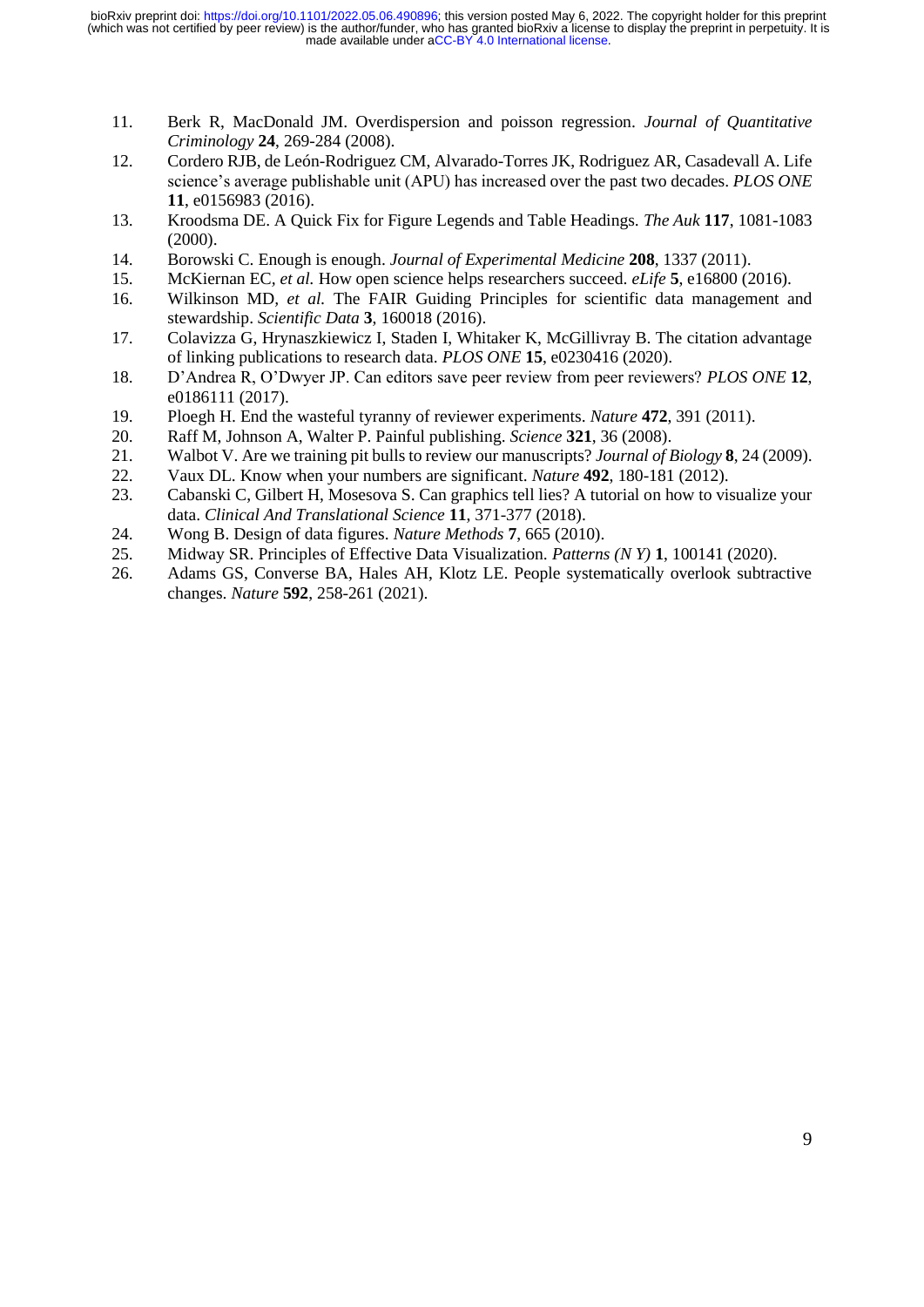11. Berk R, MacDonald JM. Overdispersion and poisson regression. *Journal of Quantitative Criminology* **24**, 269-284 (2008).
12. Cordero RJB, de León-Rodriguez CM, Alvarado-Torres JK, Rodriguez AR, Casadevall A. Life science's average publishable unit (APU) has increased over the past two decades. *PLOS ONE* **11**, e0156983 (2016).
13. Kroodsma DE. A Quick Fix for Figure Legends and Table Headings. *The Auk* **117**, 1081-1083 (2000).
14. Borowski C. Enough is enough. *Journal of Experimental Medicine* **208**, 1337 (2011).
15. McKiernan EC, *et al.* How open science helps researchers succeed. *eLife* **5**, e16800 (2016).
16. Wilkinson MD, *et al.* The FAIR Guiding Principles for scientific data management and stewardship. *Scientific Data* **3**, 160018 (2016).
17. Colavizza G, Hrynaszkiewicz I, Staden I, Whitaker K, McGillivray B. The citation advantage of linking publications to research data. *PLOS ONE* **15**, e0230416 (2020).
18. D'Andrea R, O'Dwyer JP. Can editors save peer review from peer reviewers? *PLOS ONE* **12**, e0186111 (2017).
19. Ploegh H. End the wasteful tyranny of reviewer experiments. *Nature* **472**, 391 (2011).
20. Raff M, Johnson A, Walter P. Painful publishing. *Science* **321**, 36 (2008).
21. Walbot V. Are we training pit bulls to review our manuscripts? *Journal of Biology* **8**, 24 (2009).
22. Vaux DL. Know when your numbers are significant. *Nature* **492**, 180-181 (2012).
23. Cabanski C, Gilbert H, Mosesova S. Can graphics tell lies? A tutorial on how to visualize your data. *Clinical And Translational Science* **11**, 371-377 (2018).
24. Wong B. Design of data figures. *Nature Methods* **7**, 665 (2010).
25. Midway SR. Principles of Effective Data Visualization. *Patterns (N Y)* **1**, 100141 (2020).
26. Adams GS, Converse BA, Hales AH, Klotz LE. People systematically overlook subtractive changes. *Nature* **592**, 258-261 (2021).